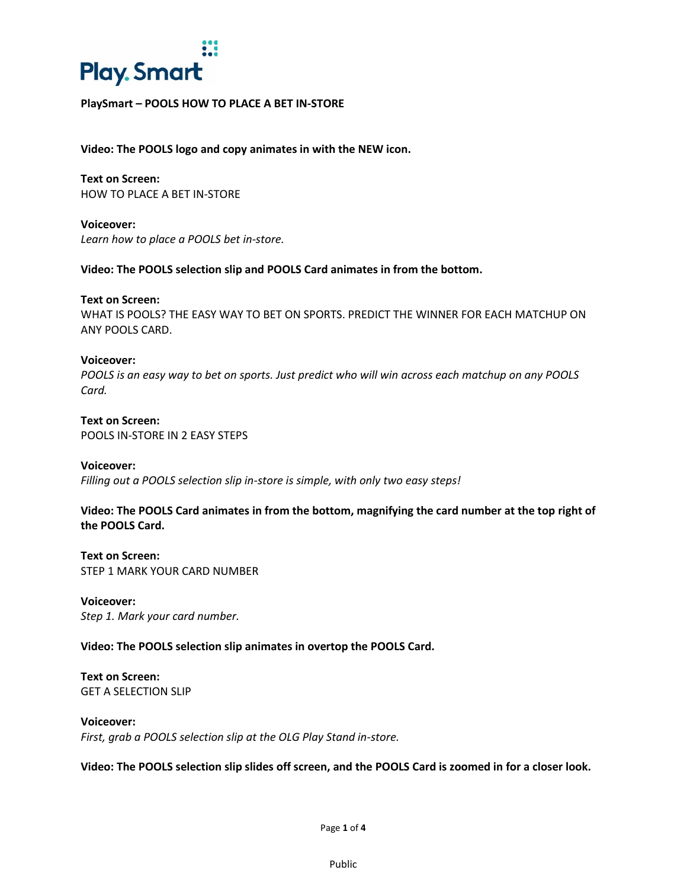Play. Smart

**PlaySmart – POOLS HOW TO PLACE A BET IN-STORE**

**Video: The POOLS logo and copy animates in with the NEW icon.**

**Text on Screen:**
HOW TO PLACE A BET IN-STORE

**Voiceover:**
*Learn how to place a POOLS bet in-store.*

**Video: The POOLS selection slip and POOLS Card animates in from the bottom.**

**Text on Screen:**
WHAT IS POOLS? THE EASY WAY TO BET ON SPORTS. PREDICT THE WINNER FOR EACH MATCHUP ON ANY POOLS CARD.

**Voiceover:**
*POOLS is an easy way to bet on sports. Just predict who will win across each matchup on any POOLS Card.*

**Text on Screen:**
POOLS IN-STORE IN 2 EASY STEPS

**Voiceover:**
*Filling out a POOLS selection slip in-store is simple, with only two easy steps!*

**Video: The POOLS Card animates in from the bottom, magnifying the card number at the top right of the POOLS Card.**

**Text on Screen:**
STEP 1 MARK YOUR CARD NUMBER

**Voiceover:**
*Step 1. Mark your card number.*

**Video: The POOLS selection slip animates in overtop the POOLS Card.**

**Text on Screen:**
GET A SELECTION SLIP

**Voiceover:**
*First, grab a POOLS selection slip at the OLG Play Stand in-store.*

**Video: The POOLS selection slip slides off screen, and the POOLS Card is zoomed in for a closer look.**

Public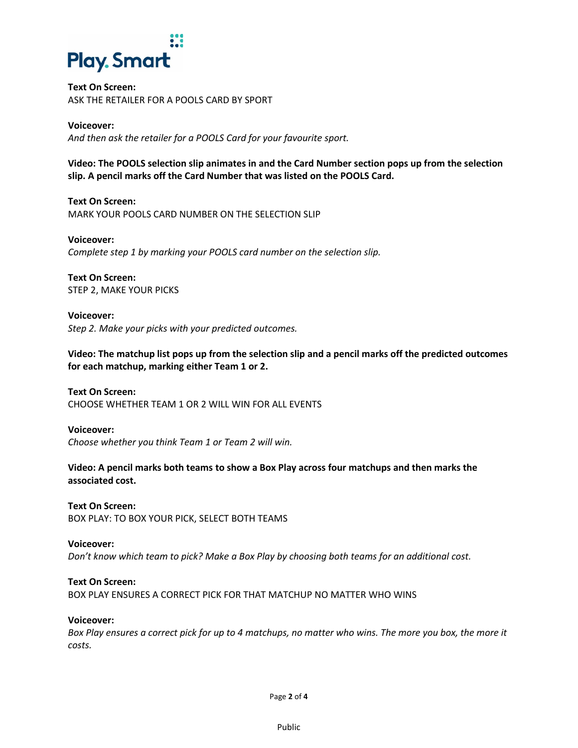Play. Smart

**Text On Screen:**
ASK THE RETAILER FOR A POOLS CARD BY SPORT

**Voiceover:**
*And then ask the retailer for a POOLS Card for your favourite sport.*

**Video: The POOLS selection slip animates in and the Card Number section pops up from the selection slip. A pencil marks off the Card Number that was listed on the POOLS Card.**

**Text On Screen:**
MARK YOUR POOLS CARD NUMBER ON THE SELECTION SLIP

**Voiceover:**
*Complete step 1 by marking your POOLS card number on the selection slip.*

**Text On Screen:**
STEP 2, MAKE YOUR PICKS

**Voiceover:**
*Step 2. Make your picks with your predicted outcomes.*

**Video: The matchup list pops up from the selection slip and a pencil marks off the predicted outcomes for each matchup, marking either Team 1 or 2.**

**Text On Screen:**
CHOOSE WHETHER TEAM 1 OR 2 WILL WIN FOR ALL EVENTS

**Voiceover:**
*Choose whether you think Team 1 or Team 2 will win.*

**Video: A pencil marks both teams to show a Box Play across four matchups and then marks the associated cost.**

**Text On Screen:**
BOX PLAY: TO BOX YOUR PICK, SELECT BOTH TEAMS

**Voiceover:**
*Don't know which team to pick? Make a Box Play by choosing both teams for an additional cost.*

**Text On Screen:**
BOX PLAY ENSURES A CORRECT PICK FOR THAT MATCHUP NO MATTER WHO WINS

**Voiceover:**
*Box Play ensures a correct pick for up to 4 matchups, no matter who wins. The more you box, the more it costs.*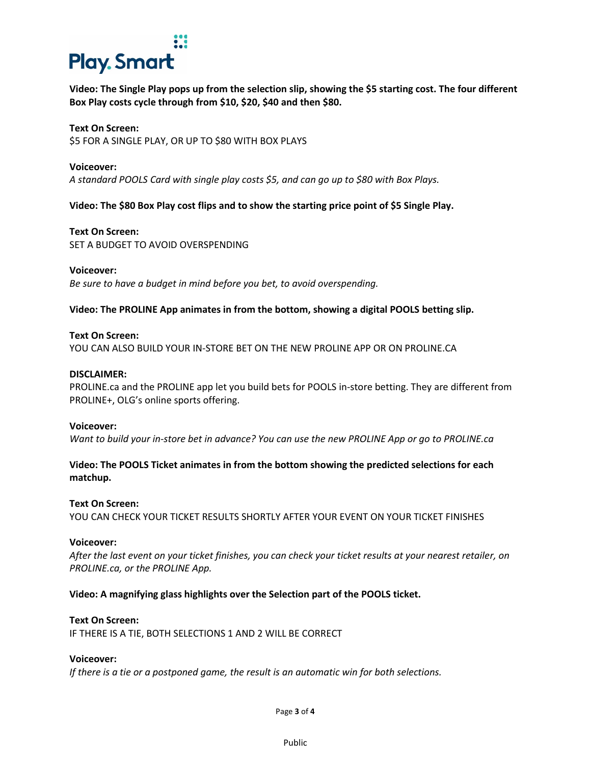**Video: The Single Play pops up from the selection slip, showing the $5 starting cost. The four different Box Play costs cycle through from $10, $20, $40 and then $80.**

**Text On Screen:**
$5 FOR A SINGLE PLAY, OR UP TO $80 WITH BOX PLAYS

**Voiceover:**
*A standard POOLS Card with single play costs $5, and can go up to $80 with Box Plays.*

**Video: The $80 Box Play cost flips and to show the starting price point of $5 Single Play.**

**Text On Screen:**
SET A BUDGET TO AVOID OVERSPENDING

**Voiceover:**
*Be sure to have a budget in mind before you bet, to avoid overspending.*

**Video: The PROLINE App animates in from the bottom, showing a digital POOLS betting slip.**

**Text On Screen:**
YOU CAN ALSO BUILD YOUR IN-STORE BET ON THE NEW PROLINE APP OR ON PROLINE.CA

**DISCLAIMER:**
PROLINE.ca and the PROLINE app let you build bets for POOLS in-store betting. They are different from PROLINE+, OLG's online sports offering.

**Voiceover:**
*Want to build your in-store bet in advance? You can use the new PROLINE App or go to PROLINE.ca*

**Video: The POOLS Ticket animates in from the bottom showing the predicted selections for each matchup.**

**Text On Screen:**
YOU CAN CHECK YOUR TICKET RESULTS SHORTLY AFTER YOUR EVENT ON YOUR TICKET FINISHES

**Voiceover:**
*After the last event on your ticket finishes, you can check your ticket results at your nearest retailer, on PROLINE.ca, or the PROLINE App.*

**Video: A magnifying glass highlights over the Selection part of the POOLS ticket.**

**Text On Screen:**
IF THERE IS A TIE, BOTH SELECTIONS 1 AND 2 WILL BE CORRECT

**Voiceover:**
*If there is a tie or a postponed game, the result is an automatic win for both selections.*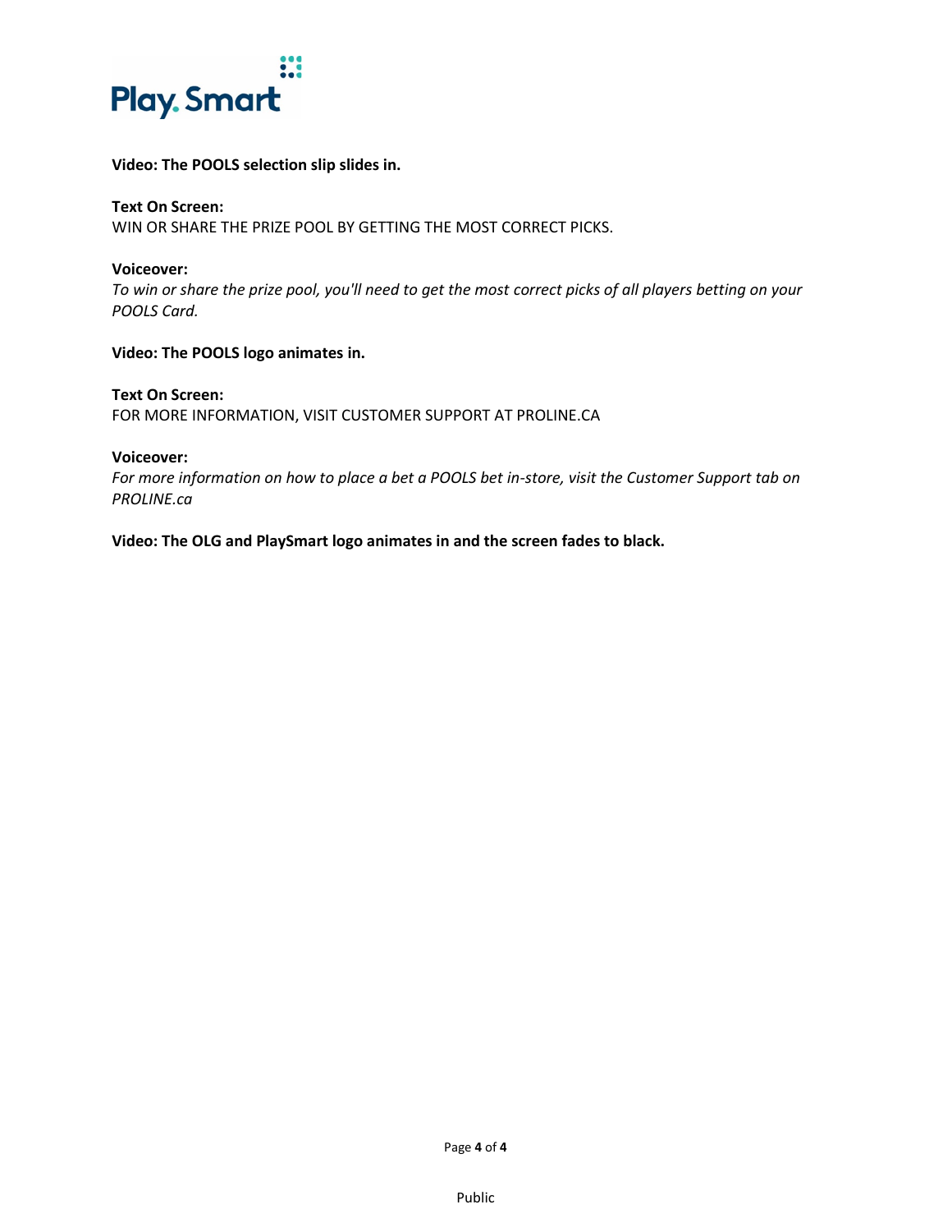**Video: The POOLS selection slip slides in.**

**Text On Screen:**
WIN OR SHARE THE PRIZE POOL BY GETTING THE MOST CORRECT PICKS.

**Voiceover:**
*To win or share the prize pool, you'll need to get the most correct picks of all players betting on your POOLS Card.*

**Video: The POOLS logo animates in.**

**Text On Screen:**
FOR MORE INFORMATION, VISIT CUSTOMER SUPPORT AT PROLINE.CA

**Voiceover:**
*For more information on how to place a bet a POOLS bet in-store, visit the Customer Support tab on PROLINE.ca*

**Video: The OLG and PlaySmart logo animates in and the screen fades to black.**